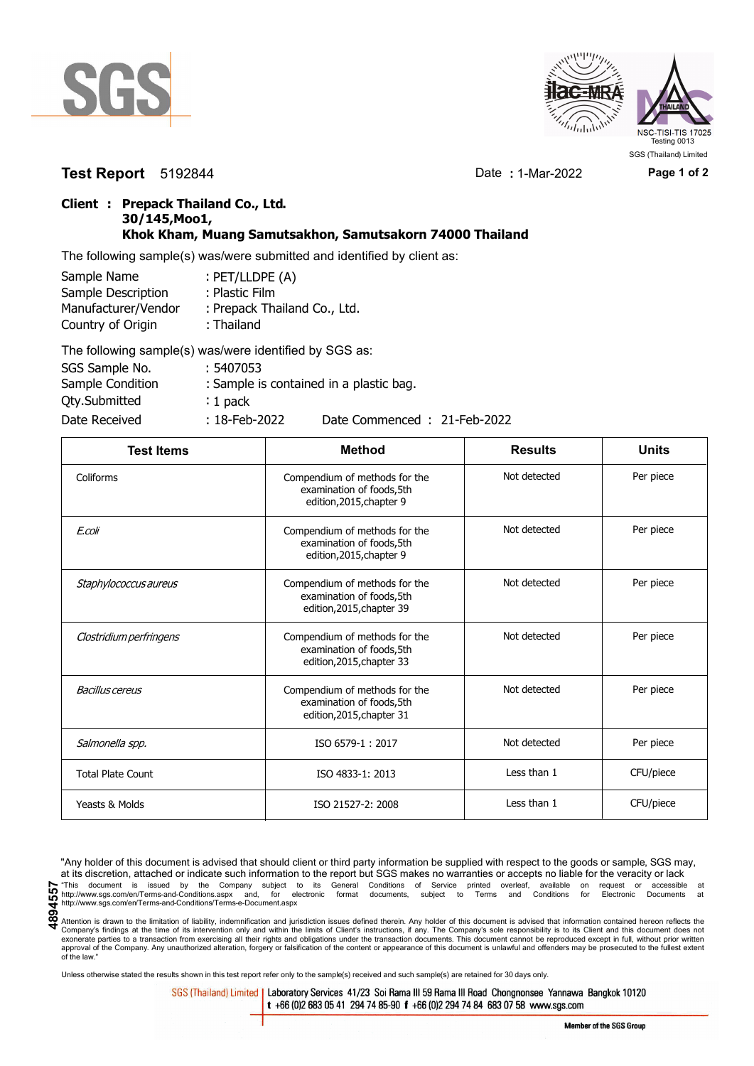SGS

NSC-TISI-TIS 17025
Testing 0013
SGS (Thailand) Limited

**Test Report** 5192844 Date : 1-Mar-2022

**Client : Prepack Thailand Co., Ltd.**
**30/145,Moo1,**
**Khok Kham, Muang Samutsakhon, Samutsakorn 74000 Thailand**

The following sample(s) was/were submitted and identified by client as:

Sample Name : PET/LLDPE (A)
Sample Description : Plastic Film
Manufacturer/Vendor : Prepack Thailand Co., Ltd.
Country of Origin : Thailand

The following sample(s) was/were identified by SGS as:

SGS Sample No. : 5407053
Sample Condition : Sample is contained in a plastic bag.
Qty.Submitted : 1 pack
Date Received : 18-Feb-2022 Date Commenced : 21-Feb-2022

| Test Items | Method | Results | Units |
|---|---|---|---|
| Coliforms | Compendium of methods for the examination of foods,5th edition,2015,chapter 9 | Not detected | Per piece |
| *E.coli* | Compendium of methods for the examination of foods,5th edition,2015,chapter 9 | Not detected | Per piece |
| *Staphylococcus aureus* | Compendium of methods for the examination of foods,5th edition,2015,chapter 39 | Not detected | Per piece |
| *Clostridium perfringens* | Compendium of methods for the examination of foods,5th edition,2015,chapter 33 | Not detected | Per piece |
| *Bacillus cereus* | Compendium of methods for the examination of foods,5th edition,2015,chapter 31 | Not detected | Per piece |
| *Salmonella spp.* | ISO 6579-1 : 2017 | Not detected | Per piece |
| Total Plate Count | ISO 4833-1: 2013 | Less than 1 | CFU/piece |
| Yeasts & Molds | ISO 21527-2: 2008 | Less than 1 | CFU/piece |

"Any holder of this document is advised that should client or third party information be supplied with respect to the goods or sample, SGS may, at its discretion, attached or indicate such information to the report but SGS makes no warranties or accepts no liable for the veracity or lack "This document is issued by the Company subject to its General Conditions of Service printed overleaf, available on request or accessible at http://www.sgs.com/en/Terms-and-Conditions.aspx and, for electronic format documents, subject to Terms and Conditions for Electronic Documents at http://www.sgs.com/en/Terms-and-Conditions/Terms-e-Document.aspx

Attention is drawn to the limitation of liability, indemnification and jurisdiction issues defined therein. Any holder of this document is advised that information contained hereon reflects the Company's findings at the time of its intervention only and within the limits of Client's instructions, if any. The Company's sole responsibility is to its Client and this document does not exonerate parties to a transaction from exercising all their rights and obligations under the transaction documents. This document cannot be reproduced except in full, without prior written approval of the Company. Any unauthorized alteration, forgery or falsification of the content or appearance of this document is unlawful and offenders may be prosecuted to the fullest extent of the law."

4894557

Unless otherwise stated the results shown in this test report refer only to the sample(s) received and such sample(s) are retained for 30 days only.

SGS (Thailand) Limited | Laboratory Services 41/23 Soi Rama III 59 Rama III Road Chongnonsee Yannawa Bangkok 10120
t +66 (0)2 683 05 41 294 74 85-90 f +66 (0)2 294 74 84 683 07 58 www.sgs.com

Member of the SGS Group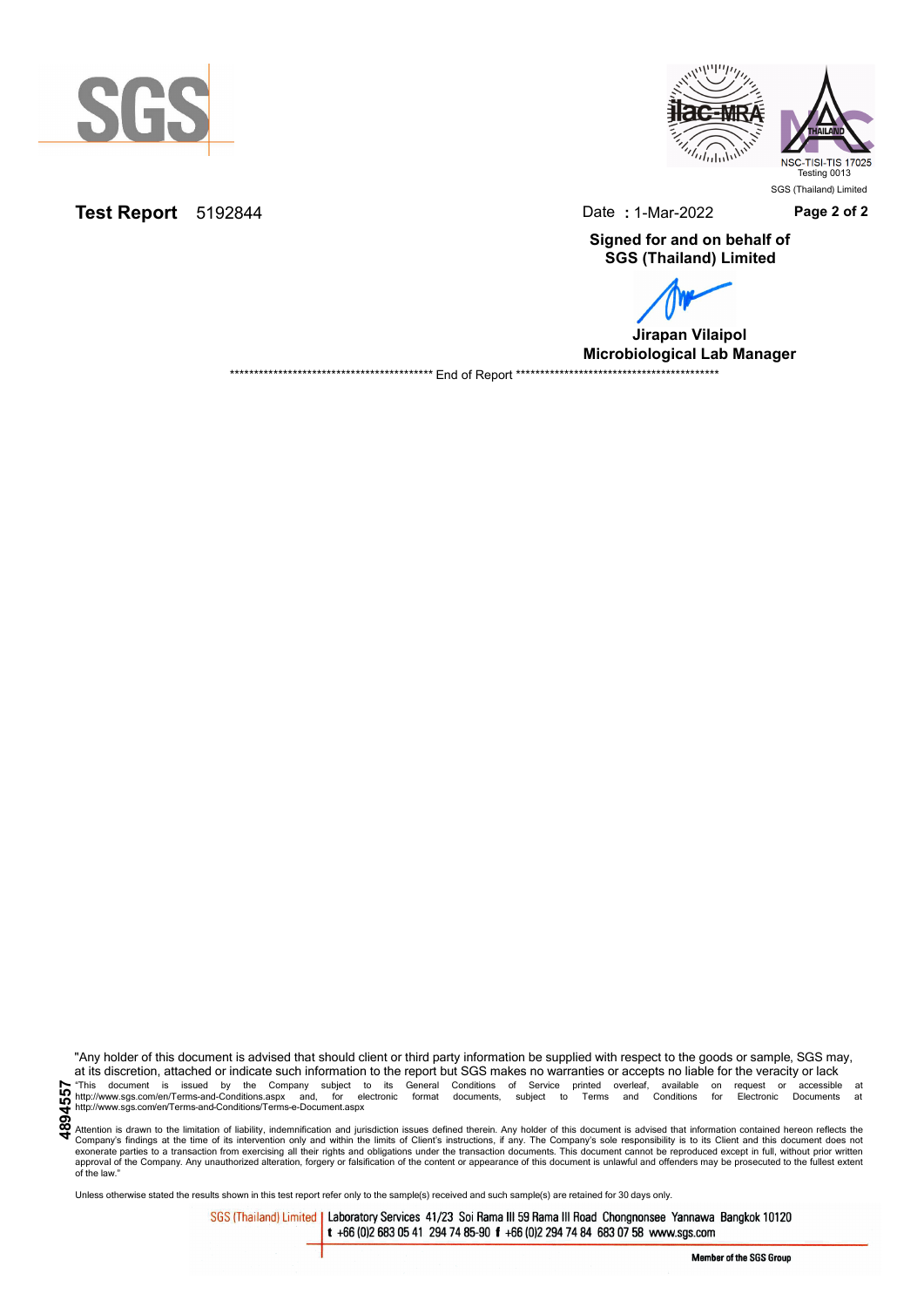**Test Report** 5192844

Date : 1-Mar-2022

**Signed for and on behalf of SGS (Thailand) Limited**

**Jirapan Vilaipol**
**Microbiological Lab Manager**

******************************************** End of Report ********************************************

"Any holder of this document is advised that should client or third party information be supplied with respect to the goods or sample, SGS may, at its discretion, attached or indicate such information to the report but SGS makes no warranties or accepts no liable for the veracity or lack

"This document is issued by the Company subject to its General Conditions of Service printed overleaf, available on request or accessible at http://www.sgs.com/en/Terms-and-Conditions.aspx and, for electronic format documents, subject to Terms and Conditions for Electronic Documents at http://www.sgs.com/en/Terms-and-Conditions/Terms-e-Document.aspx

Attention is drawn to the limitation of liability, indemnification and jurisdiction issues defined therein. Any holder of this document is advised that information contained hereon reflects the Company's findings at the time of its intervention only and within the limits of Client's instructions, if any. The Company's sole responsibility is to its Client and this document does not exonerate parties to a transaction from exercising all their rights and obligations under the transaction documents. This document cannot be reproduced except in full, without prior written approval of the Company. Any unauthorized alteration, forgery or falsification of the content or appearance of this document is unlawful and offenders may be prosecuted to the fullest extent of the law."

4894557

Unless otherwise stated the results shown in this test report refer only to the sample(s) received and such sample(s) are retained for 30 days only.

SGS (Thailand) Limited | Laboratory Services 41/23 Soi Rama III 59 Rama III Road Chongnonsee Yannawa Bangkok 10120
t +66 (0)2 683 05 41 294 74 85-90 f +66 (0)2 294 74 84 683 07 58 www.sgs.com

Member of the SGS Group